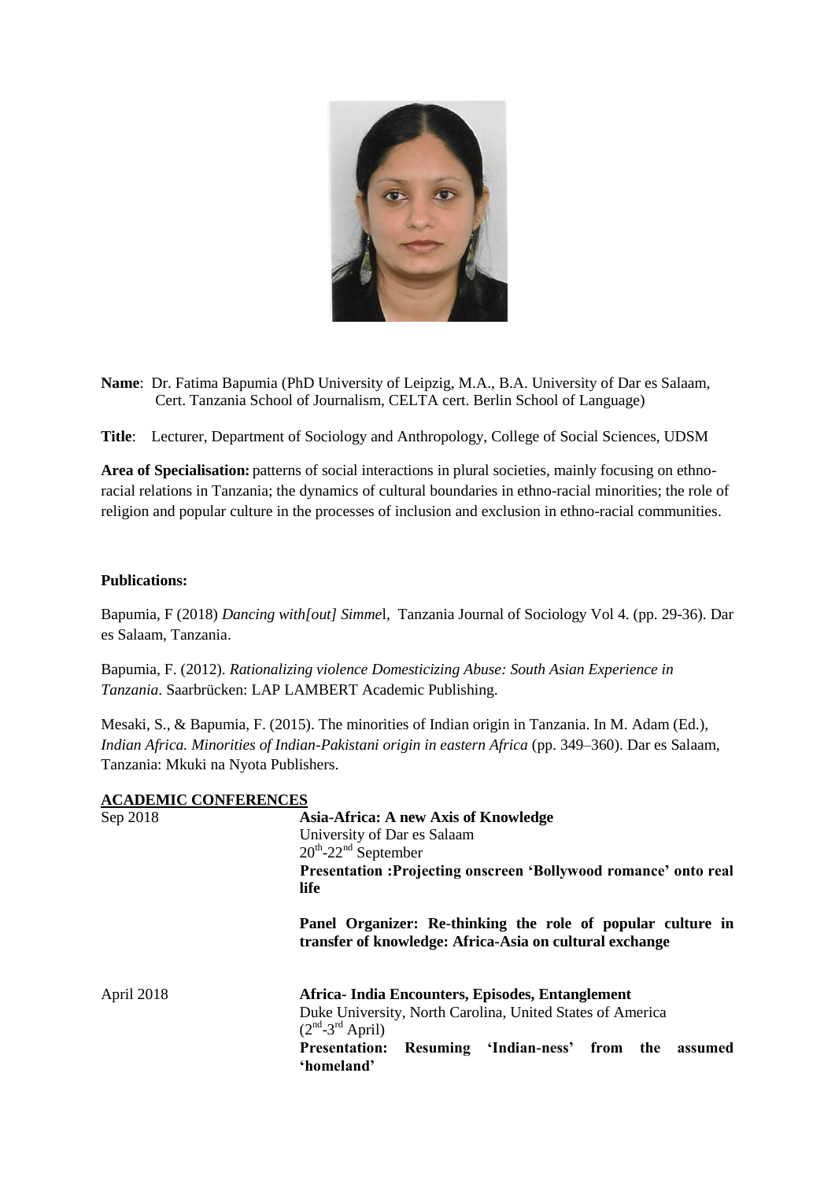**Name**: Dr. Fatima Bapumia (PhD University of Leipzig, M.A., B.A. University of Dar es Salaam, Cert. Tanzania School of Journalism, CELTA cert. Berlin School of Language)

**Title**: Lecturer, Department of Sociology and Anthropology, College of Social Sciences, UDSM

**Area of Specialisation:** patterns of social interactions in plural societies, mainly focusing on ethno-racial relations in Tanzania; the dynamics of cultural boundaries in ethno-racial minorities; the role of religion and popular culture in the processes of inclusion and exclusion in ethno-racial communities.

**Publications:**

Bapumia, F (2018) *Dancing with[out] Simmel*, Tanzania Journal of Sociology Vol 4. (pp. 29-36). Dar es Salaam, Tanzania.

Bapumia, F. (2012). *Rationalizing violence Domesticizing Abuse: South Asian Experience in Tanzania*. Saarbrücken: LAP LAMBERT Academic Publishing.

Mesaki, S., & Bapumia, F. (2015). The minorities of Indian origin in Tanzania. In M. Adam (Ed.), *Indian Africa. Minorities of Indian-Pakistani origin in eastern Africa* (pp. 349–360). Dar es Salaam, Tanzania: Mkuki na Nyota Publishers.

## ACADEMIC CONFERENCES

| | |
|---|---|
| Sep 2018 | **Asia-Africa: A new Axis of Knowledge**<br>University of Dar es Salaam<br>20th-22nd September<br>**Presentation :Projecting onscreen 'Bollywood romance' onto real life**<br><br>**Panel Organizer: Re-thinking the role of popular culture in transfer of knowledge: Africa-Asia on cultural exchange** |
| April 2018 | **Africa- India Encounters, Episodes, Entanglement**<br>Duke University, North Carolina, United States of America<br>(2nd-3rd April)<br>**Presentation: Resuming 'Indian-ness' from the assumed 'homeland'** |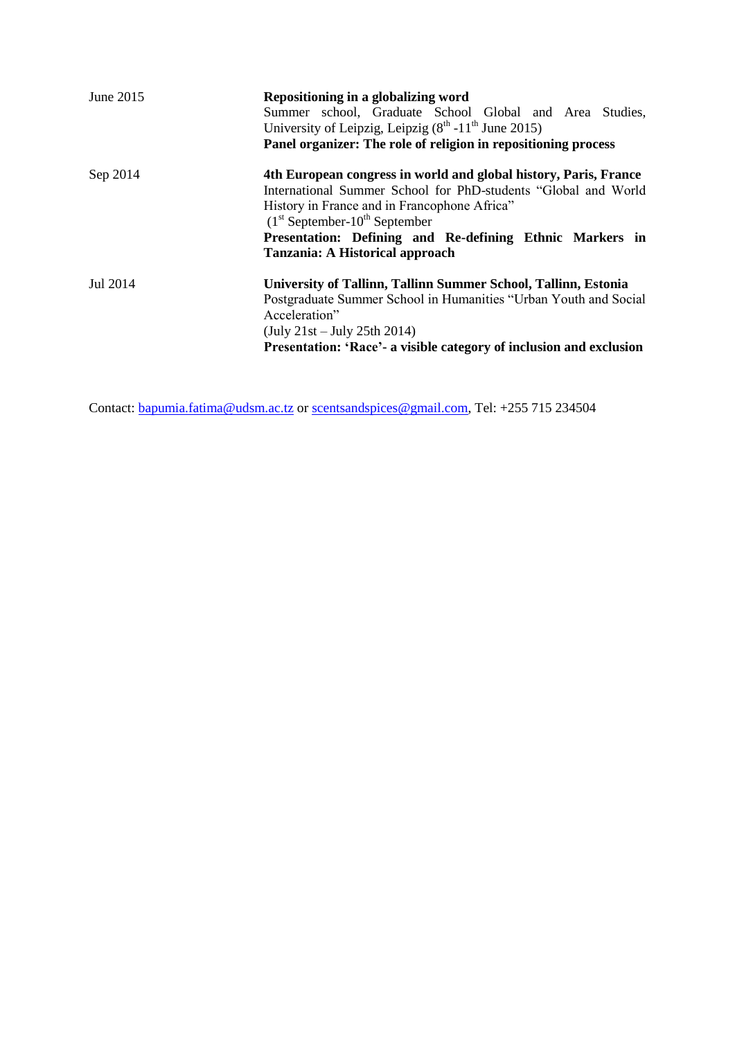| | |
|---|---|
| June 2015 | **Repositioning in a globalizing word**<br>Summer school, Graduate School Global and Area Studies, University of Leipzig, Leipzig (8th -11th June 2015)<br>**Panel organizer: The role of religion in repositioning process** |
| Sep 2014 | **4th European congress in world and global history, Paris, France**<br>International Summer School for PhD-students "Global and World History in France and in Francophone Africa"<br>(1st September-10th September<br>**Presentation: Defining and Re-defining Ethnic Markers in Tanzania: A Historical approach** |
| Jul 2014 | **University of Tallinn, Tallinn Summer School, Tallinn, Estonia**<br>Postgraduate Summer School in Humanities "Urban Youth and Social Acceleration"<br>(July 21st – July 25th 2014)<br>**Presentation: 'Race'- a visible category of inclusion and exclusion** |

Contact: bapumia.fatima@udsm.ac.tz or scentsandspices@gmail.com, Tel: +255 715 234504